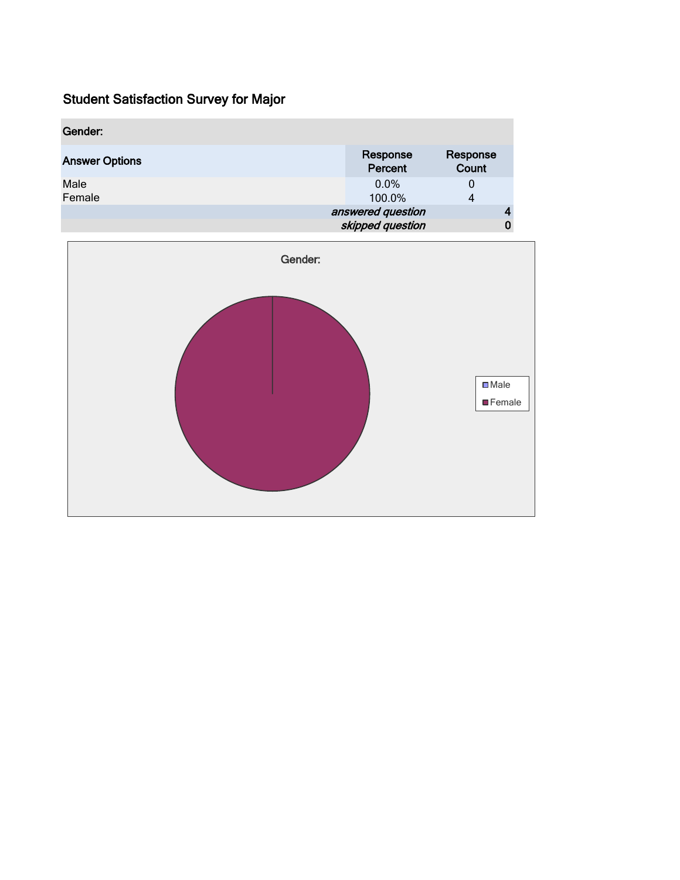# Student Satisfaction Survey for Major

| Gender: | | |
|---|---|---|
| Answer Options | Response Percent | Response Count |
| Male | 0.0% | 0 |
| Female | 100.0% | 4 |
| | *answered question* | 4 |
| | *skipped question* | 0 |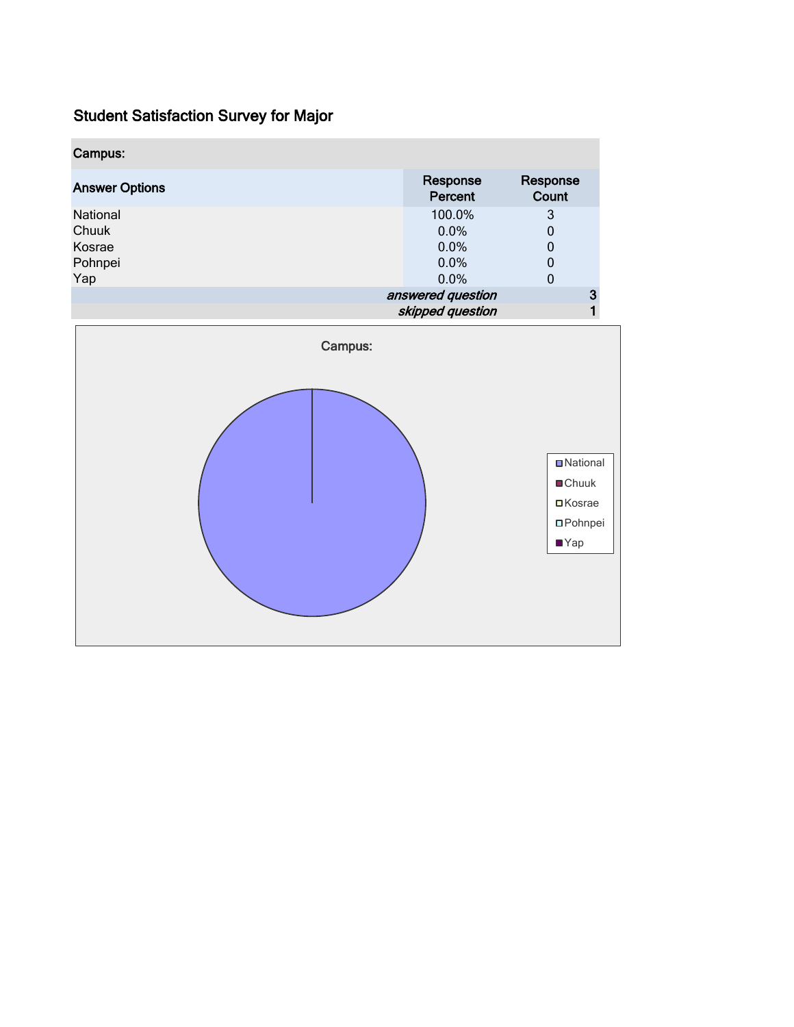# Student Satisfaction Survey for Major

| Campus: | | |
|---|---|---|
| **Answer Options** | **Response Percent** | **Response Count** |
| National | 100.0% | 3 |
| Chuuk | 0.0% | 0 |
| Kosrae | 0.0% | 0 |
| Pohnpei | 0.0% | 0 |
| Yap | 0.0% | 0 |
| | *answered question* | 3 |
| | *skipped question* | 1 |

Campus:

National
Chuuk
Kosrae
Pohnpei
Yap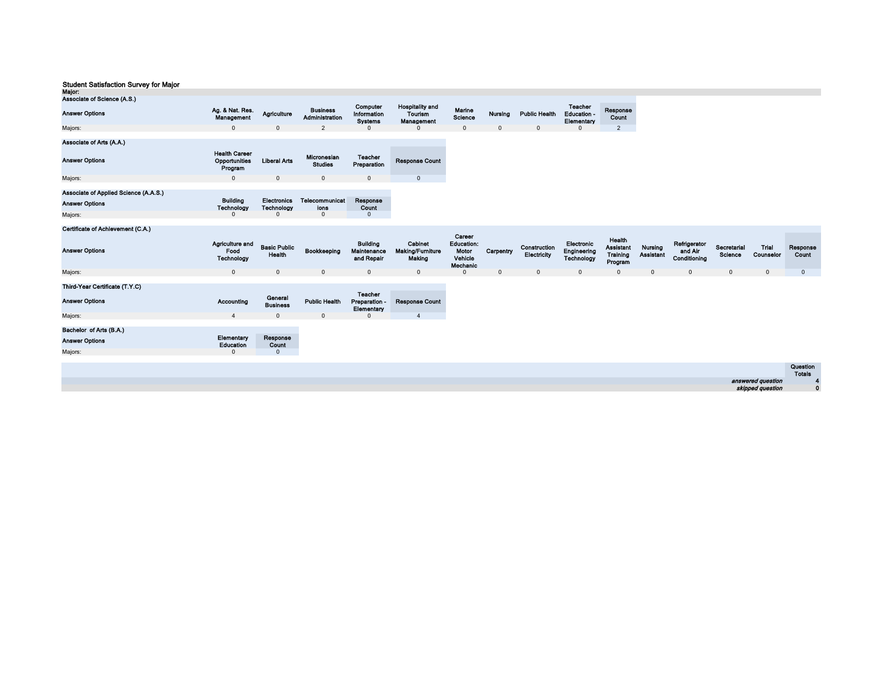## Student Satisfaction Survey for Major

**Major:**

**Associate of Science (A.S.)**

| Answer Options | Ag. & Nat. Res. Management | Agriculture | Business Administration | Computer Information Systems | Hospitality and Tourism Management | Marine Science | Nursing | Public Health | Teacher Education - Elementary | Response Count |
|---|---|---|---|---|---|---|---|---|---|---|
| Majors: | 0 | 0 | 2 | 0 | 0 | 0 | 0 | 0 | 0 | 2 |

**Associate of Arts (A.A.)**

| Answer Options | Health Career Opportunities Program | Liberal Arts | Micronesian Studies | Teacher Preparation | Response Count |
|---|---|---|---|---|---|
| Majors: | 0 | 0 | 0 | 0 | 0 |

**Associate of Applied Science (A.A.S.)**

| Answer Options | Building Technology | Electronics Technology | Telecommunications | Response Count |
|---|---|---|---|---|
| Majors: | 0 | 0 | 0 | 0 |

**Certificate of Achievement (C.A.)**

| Answer Options | Agriculture and Food Technology | Basic Public Health | Bookkeeping | Building Maintenance and Repair | Cabinet Making/Furniture Making | Career Education: Motor Vehicle Mechanic | Carpentry | Construction Electricity | Electronic Engineering Technology | Health Assistant Training Program | Nursing Assistant | Refrigerator and Air Conditioning | Secretarial Science | Trial Counselor | Response Count |
|---|---|---|---|---|---|---|---|---|---|---|---|---|---|---|---|
| Majors: | 0 | 0 | 0 | 0 | 0 | 0 | 0 | 0 | 0 | 0 | 0 | 0 | 0 | 0 | 0 |

**Third-Year Certificate (T.Y.C)**

| Answer Options | Accounting | General Business | Public Health | Teacher Preparation - Elementary | Response Count |
|---|---|---|---|---|---|
| Majors: | 4 | 0 | 0 | 0 | 4 |

**Bachelor of Arts (B.A.)**

| Answer Options | Elementary Education | Response Count |
|---|---|---|
| Majors: | 0 | 0 |

| | Question Totals |
|---|---|
| *answered question* | 4 |
| *skipped question* | 0 |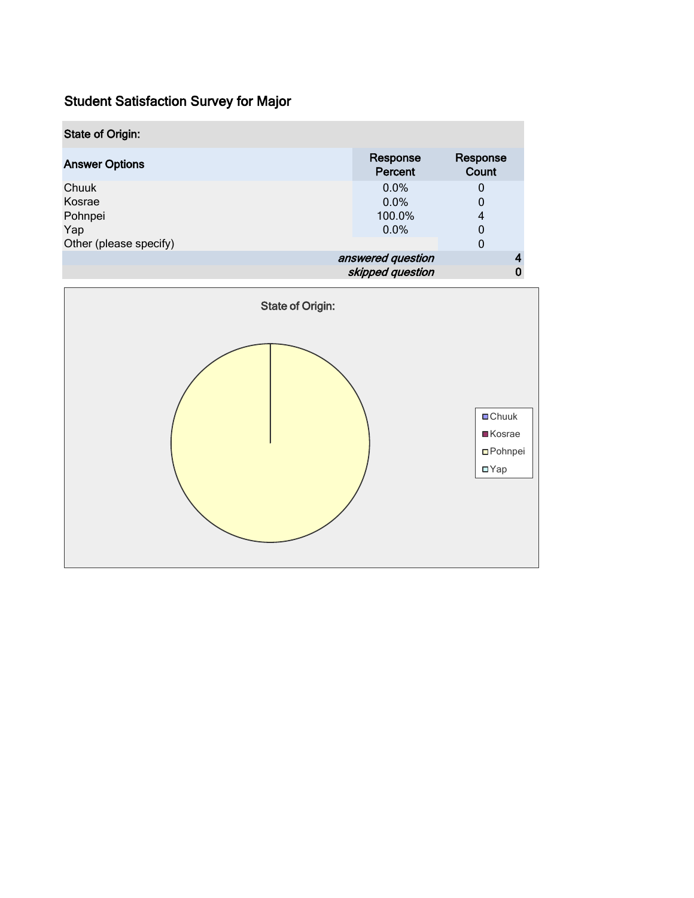## Student Satisfaction Survey for Major

| State of Origin: | | |
|---|---|---|
| **Answer Options** | **Response Percent** | **Response Count** |
| Chuuk | 0.0% | 0 |
| Kosrae | 0.0% | 0 |
| Pohnpei | 100.0% | 4 |
| Yap | 0.0% | 0 |
| Other (please specify) | | 0 |
| | *answered question* | 4 |
| | *skipped question* | 0 |

State of Origin:

- Chuuk
- Kosrae
- Pohnpei
- Yap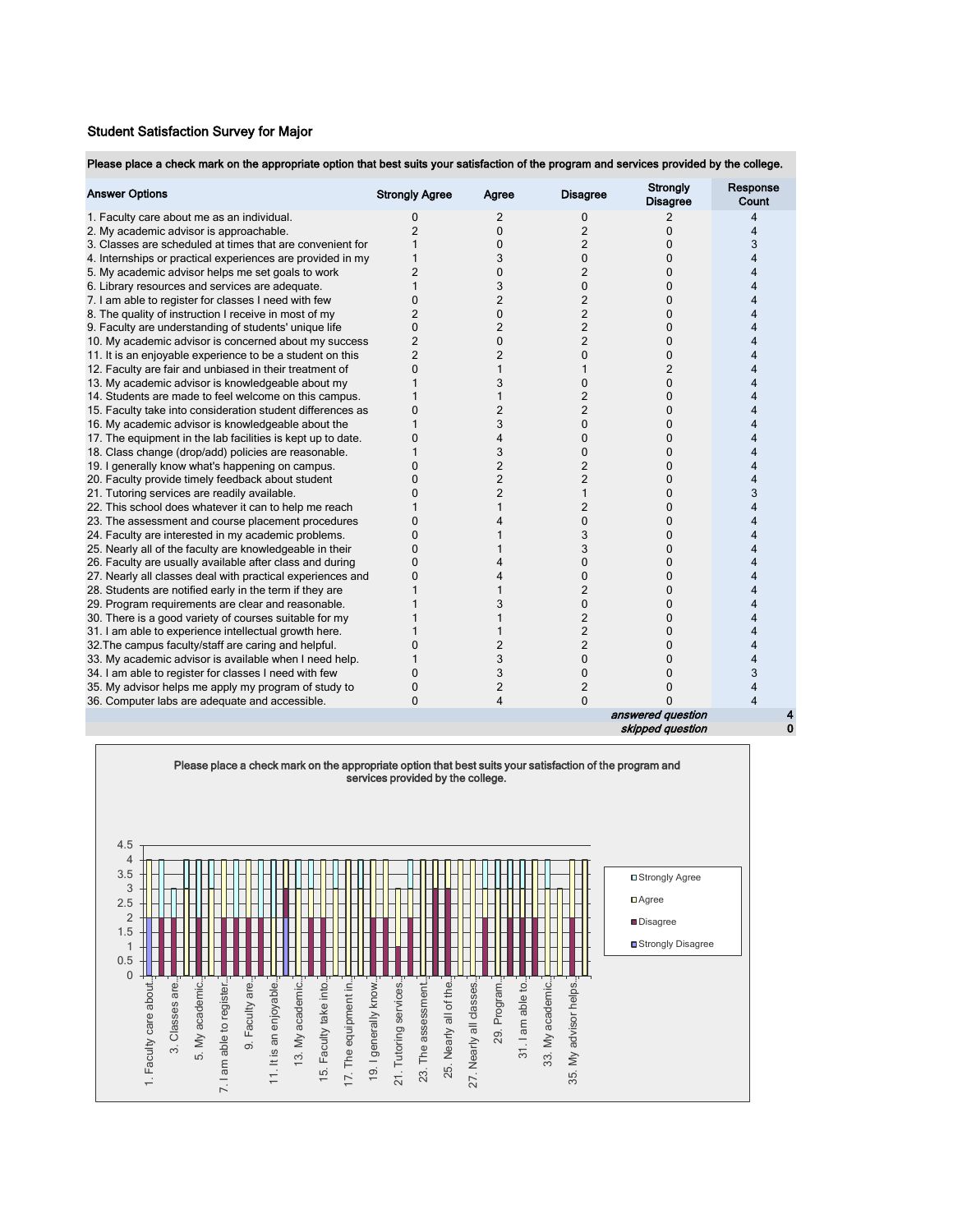### Student Satisfaction Survey for Major

| Please place a check mark on the appropriate option that best suits your satisfaction of the program and services provided by the college. | | | | | |
|---|---|---|---|---|---|
| **Answer Options** | **Strongly Agree** | **Agree** | **Disagree** | **Strongly Disagree** | **Response Count** |
| 1. Faculty care about me as an individual. | 0 | 2 | 0 | 2 | 4 |
| 2. My academic advisor is approachable. | 2 | 0 | 2 | 0 | 4 |
| 3. Classes are scheduled at times that are convenient for | 1 | 0 | 2 | 0 | 3 |
| 4. Internships or practical experiences are provided in my | 1 | 3 | 0 | 0 | 4 |
| 5. My academic advisor helps me set goals to work | 2 | 0 | 2 | 0 | 4 |
| 6. Library resources and services are adequate. | 1 | 3 | 0 | 0 | 4 |
| 7. I am able to register for classes I need with few | 0 | 2 | 2 | 0 | 4 |
| 8. The quality of instruction I receive in most of my | 2 | 0 | 2 | 0 | 4 |
| 9. Faculty are understanding of students' unique life | 0 | 2 | 2 | 0 | 4 |
| 10. My academic advisor is concerned about my success | 2 | 0 | 2 | 0 | 4 |
| 11. It is an enjoyable experience to be a student on this | 2 | 2 | 0 | 0 | 4 |
| 12. Faculty are fair and unbiased in their treatment of | 0 | 1 | 1 | 2 | 4 |
| 13. My academic advisor is knowledgeable about my | 1 | 3 | 0 | 0 | 4 |
| 14. Students are made to feel welcome on this campus. | 1 | 1 | 2 | 0 | 4 |
| 15. Faculty take into consideration student differences as | 0 | 2 | 2 | 0 | 4 |
| 16. My academic advisor is knowledgeable about the | 1 | 3 | 0 | 0 | 4 |
| 17. The equipment in the lab facilities is kept up to date. | 0 | 4 | 0 | 0 | 4 |
| 18. Class change (drop/add) policies are reasonable. | 1 | 3 | 0 | 0 | 4 |
| 19. I generally know what's happening on campus. | 0 | 2 | 2 | 0 | 4 |
| 20. Faculty provide timely feedback about student | 0 | 2 | 2 | 0 | 4 |
| 21. Tutoring services are readily available. | 0 | 2 | 1 | 0 | 3 |
| 22. This school does whatever it can to help me reach | 1 | 1 | 2 | 0 | 4 |
| 23. The assessment and course placement procedures | 0 | 4 | 0 | 0 | 4 |
| 24. Faculty are interested in my academic problems. | 0 | 1 | 3 | 0 | 4 |
| 25. Nearly all of the faculty are knowledgeable in their | 0 | 1 | 3 | 0 | 4 |
| 26. Faculty are usually available after class and during | 0 | 4 | 0 | 0 | 4 |
| 27. Nearly all classes deal with practical experiences and | 0 | 4 | 0 | 0 | 4 |
| 28. Students are notified early in the term if they are | 1 | 1 | 2 | 0 | 4 |
| 29. Program requirements are clear and reasonable. | 1 | 3 | 0 | 0 | 4 |
| 30. There is a good variety of courses suitable for my | 1 | 1 | 2 | 0 | 4 |
| 31. I am able to experience intellectual growth here. | 1 | 1 | 2 | 0 | 4 |
| 32.The campus faculty/staff are caring and helpful. | 0 | 2 | 2 | 0 | 4 |
| 33. My academic advisor is available when I need help. | 1 | 3 | 0 | 0 | 4 |
| 34. I am able to register for classes I need with few | 0 | 3 | 0 | 0 | 3 |
| 35. My advisor helps me apply my program of study to | 0 | 2 | 2 | 0 | 4 |
| 36. Computer labs are adequate and accessible. | 0 | 4 | 0 | 0 | 4 |
| | | | | *answered question* | 4 |
| | | | | *skipped question* | 0 |

Please place a check mark on the appropriate option that best suits your satisfaction of the program and services provided by the college.

4.5
4
3.5
3
2.5
2
1.5
1
0.5
0

1. Faculty care about...
3. Classes are...
5. My academic...
7. I am able to register...
9. Faculty are...
11. It is an enjoyable...
13. My academic...
15. Faculty take into...
17. The equipment in...
19. I generally know...
21. Tutoring services...
23. The assessment...
25. Nearly all of the...
27. Nearly all classes...
29. Program...
31. I am able to...
33. My academic...
35. My advisor helps...

Strongly Agree
Agree
Disagree
Strongly Disagree